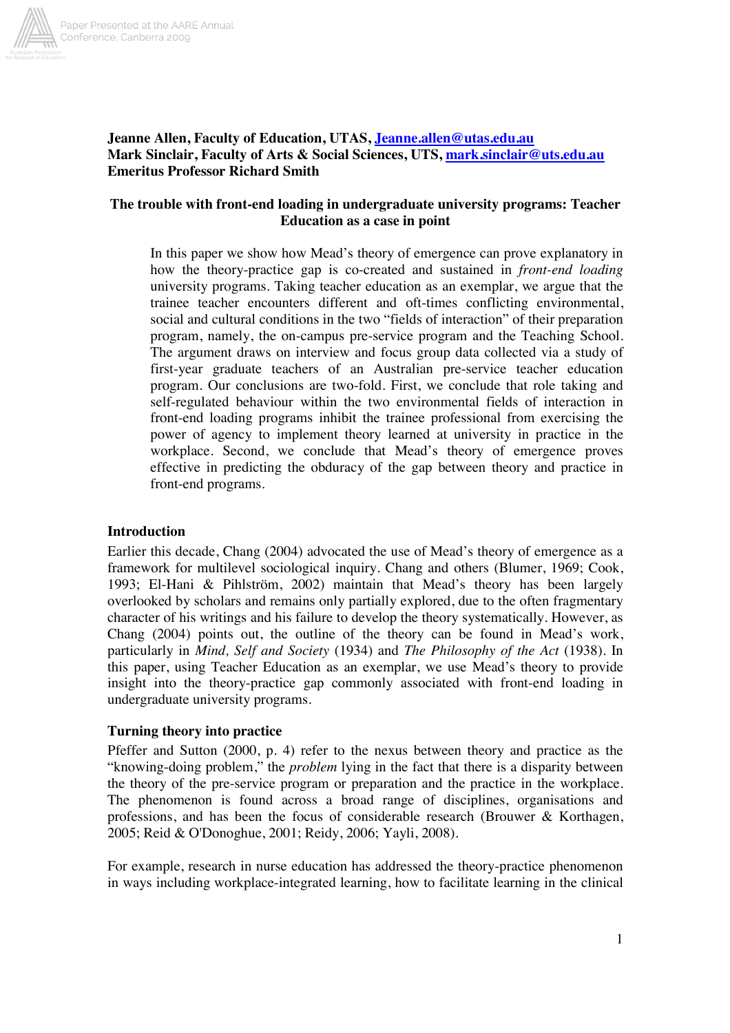**Jeanne Allen, Faculty of Education, UTAS, Jeanne.allen@utas.edu.au**
**Mark Sinclair, Faculty of Arts & Social Sciences, UTS, mark.sinclair@uts.edu.au**
**Emeritus Professor Richard Smith**

# The trouble with front-end loading in undergraduate university programs: Teacher Education as a case in point

> In this paper we show how Mead's theory of emergence can prove explanatory in how the theory-practice gap is co-created and sustained in *front-end loading* university programs. Taking teacher education as an exemplar, we argue that the trainee teacher encounters different and oft-times conflicting environmental, social and cultural conditions in the two "fields of interaction" of their preparation program, namely, the on-campus pre-service program and the Teaching School. The argument draws on interview and focus group data collected via a study of first-year graduate teachers of an Australian pre-service teacher education program. Our conclusions are two-fold. First, we conclude that role taking and self-regulated behaviour within the two environmental fields of interaction in front-end loading programs inhibit the trainee professional from exercising the power of agency to implement theory learned at university in practice in the workplace. Second, we conclude that Mead's theory of emergence proves effective in predicting the obduracy of the gap between theory and practice in front-end programs.

## Introduction

Earlier this decade, Chang (2004) advocated the use of Mead's theory of emergence as a framework for multilevel sociological inquiry. Chang and others (Blumer, 1969; Cook, 1993; El-Hani & Pihlström, 2002) maintain that Mead's theory has been largely overlooked by scholars and remains only partially explored, due to the often fragmentary character of his writings and his failure to develop the theory systematically. However, as Chang (2004) points out, the outline of the theory can be found in Mead's work, particularly in *Mind, Self and Society* (1934) and *The Philosophy of the Act* (1938). In this paper, using Teacher Education as an exemplar, we use Mead's theory to provide insight into the theory-practice gap commonly associated with front-end loading in undergraduate university programs.

## Turning theory into practice

Pfeffer and Sutton (2000, p. 4) refer to the nexus between theory and practice as the "knowing-doing problem," the *problem* lying in the fact that there is a disparity between the theory of the pre-service program or preparation and the practice in the workplace. The phenomenon is found across a broad range of disciplines, organisations and professions, and has been the focus of considerable research (Brouwer & Korthagen, 2005; Reid & O'Donoghue, 2001; Reidy, 2006; Yayli, 2008).

For example, research in nurse education has addressed the theory-practice phenomenon in ways including workplace-integrated learning, how to facilitate learning in the clinical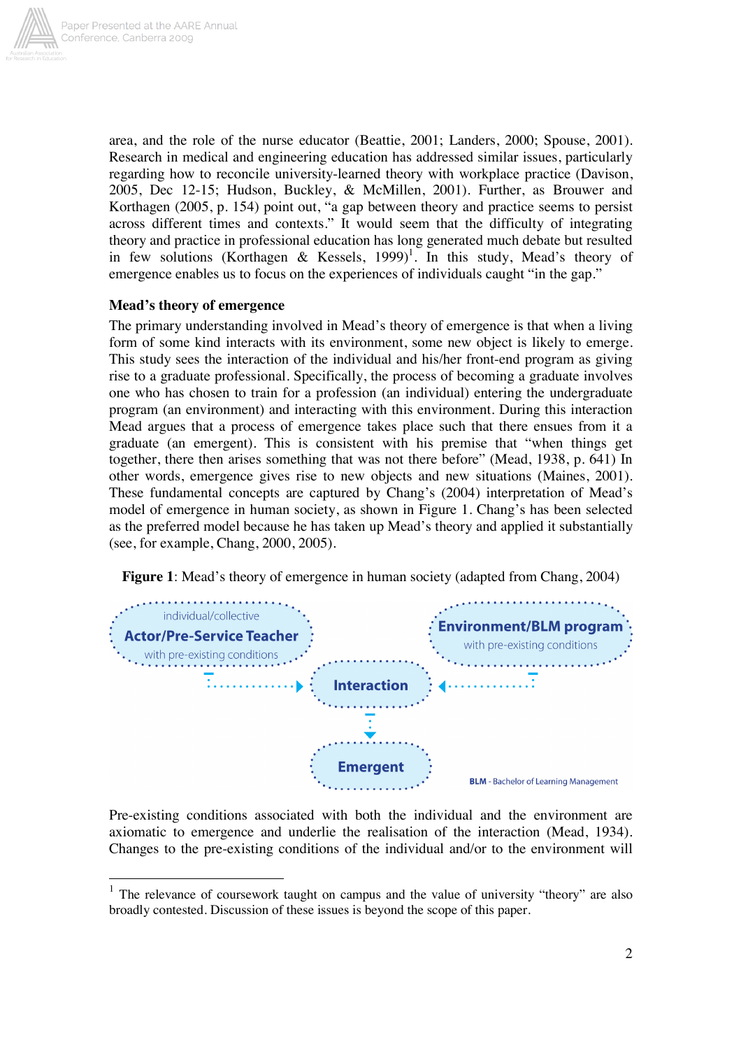area, and the role of the nurse educator (Beattie, 2001; Landers, 2000; Spouse, 2001). Research in medical and engineering education has addressed similar issues, particularly regarding how to reconcile university-learned theory with workplace practice (Davison, 2005, Dec 12-15; Hudson, Buckley, & McMillen, 2001). Further, as Brouwer and Korthagen (2005, p. 154) point out, "a gap between theory and practice seems to persist across different times and contexts." It would seem that the difficulty of integrating theory and practice in professional education has long generated much debate but resulted in few solutions (Korthagen & Kessels, 1999)[1]. In this study, Mead's theory of emergence enables us to focus on the experiences of individuals caught "in the gap."

### Mead's theory of emergence

The primary understanding involved in Mead's theory of emergence is that when a living form of some kind interacts with its environment, some new object is likely to emerge. This study sees the interaction of the individual and his/her front-end program as giving rise to a graduate professional. Specifically, the process of becoming a graduate involves one who has chosen to train for a profession (an individual) entering the undergraduate program (an environment) and interacting with this environment. During this interaction Mead argues that a process of emergence takes place such that there ensues from it a graduate (an emergent). This is consistent with his premise that "when things get together, there then arises something that was not there before" (Mead, 1938, p. 641) In other words, emergence gives rise to new objects and new situations (Maines, 2001). These fundamental concepts are captured by Chang's (2004) interpretation of Mead's model of emergence in human society, as shown in Figure 1. Chang's has been selected as the preferred model because he has taken up Mead's theory and applied it substantially (see, for example, Chang, 2000, 2005).

**Figure 1**: Mead's theory of emergence in human society (adapted from Chang, 2004)

individual/collective
**Actor/Pre-Service Teacher**
with pre-existing conditions

**Environment/BLM program**
with pre-existing conditions

**Interaction**

**Emergent**

**BLM** - Bachelor of Learning Management

Pre-existing conditions associated with both the individual and the environment are axiomatic to emergence and underlie the realisation of the interaction (Mead, 1934). Changes to the pre-existing conditions of the individual and/or to the environment will

---

[1] The relevance of coursework taught on campus and the value of university "theory" are also broadly contested. Discussion of these issues is beyond the scope of this paper.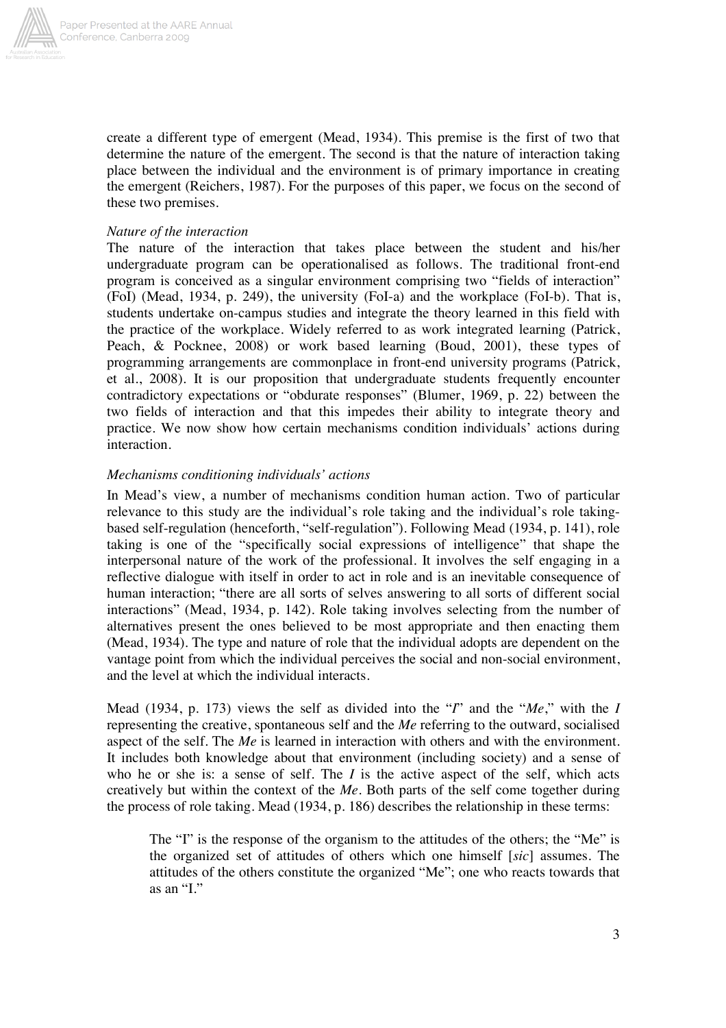create a different type of emergent (Mead, 1934). This premise is the first of two that determine the nature of the emergent. The second is that the nature of interaction taking place between the individual and the environment is of primary importance in creating the emergent (Reichers, 1987). For the purposes of this paper, we focus on the second of these two premises.

*Nature of the interaction*

The nature of the interaction that takes place between the student and his/her undergraduate program can be operationalised as follows. The traditional front-end program is conceived as a singular environment comprising two "fields of interaction" (FoI) (Mead, 1934, p. 249), the university (FoI-a) and the workplace (FoI-b). That is, students undertake on-campus studies and integrate the theory learned in this field with the practice of the workplace. Widely referred to as work integrated learning (Patrick, Peach, & Pocknee, 2008) or work based learning (Boud, 2001), these types of programming arrangements are commonplace in front-end university programs (Patrick, et al., 2008). It is our proposition that undergraduate students frequently encounter contradictory expectations or "obdurate responses" (Blumer, 1969, p. 22) between the two fields of interaction and that this impedes their ability to integrate theory and practice. We now show how certain mechanisms condition individuals' actions during interaction.

*Mechanisms conditioning individuals' actions*

In Mead's view, a number of mechanisms condition human action. Two of particular relevance to this study are the individual's role taking and the individual's role taking-based self-regulation (henceforth, "self-regulation"). Following Mead (1934, p. 141), role taking is one of the "specifically social expressions of intelligence" that shape the interpersonal nature of the work of the professional. It involves the self engaging in a reflective dialogue with itself in order to act in role and is an inevitable consequence of human interaction; "there are all sorts of selves answering to all sorts of different social interactions" (Mead, 1934, p. 142). Role taking involves selecting from the number of alternatives present the ones believed to be most appropriate and then enacting them (Mead, 1934). The type and nature of role that the individual adopts are dependent on the vantage point from which the individual perceives the social and non-social environment, and the level at which the individual interacts.

Mead (1934, p. 173) views the self as divided into the "*I*" and the "*Me*," with the *I* representing the creative, spontaneous self and the *Me* referring to the outward, socialised aspect of the self. The *Me* is learned in interaction with others and with the environment. It includes both knowledge about that environment (including society) and a sense of who he or she is: a sense of self. The *I* is the active aspect of the self, which acts creatively but within the context of the *Me*. Both parts of the self come together during the process of role taking. Mead (1934, p. 186) describes the relationship in these terms:

> The "I" is the response of the organism to the attitudes of the others; the "Me" is the organized set of attitudes of others which one himself [*sic*] assumes. The attitudes of the others constitute the organized "Me"; one who reacts towards that as an "I."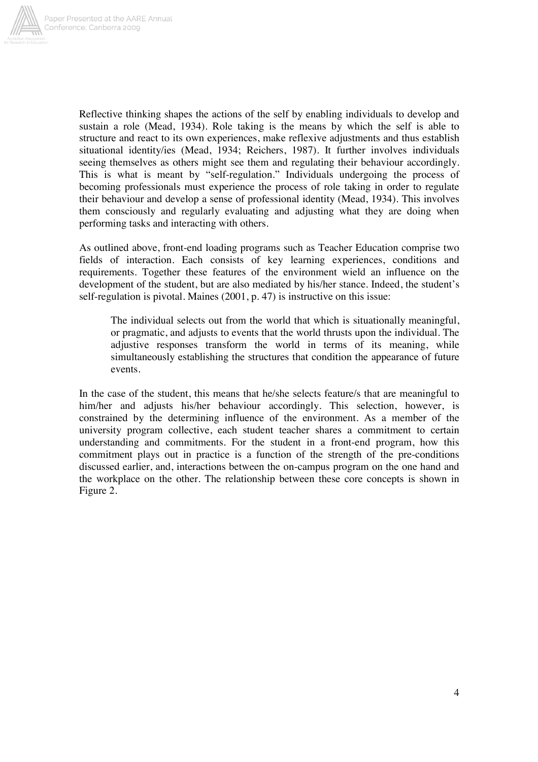Reflective thinking shapes the actions of the self by enabling individuals to develop and sustain a role (Mead, 1934). Role taking is the means by which the self is able to structure and react to its own experiences, make reflexive adjustments and thus establish situational identity/ies (Mead, 1934; Reichers, 1987). It further involves individuals seeing themselves as others might see them and regulating their behaviour accordingly. This is what is meant by "self-regulation." Individuals undergoing the process of becoming professionals must experience the process of role taking in order to regulate their behaviour and develop a sense of professional identity (Mead, 1934). This involves them consciously and regularly evaluating and adjusting what they are doing when performing tasks and interacting with others.

As outlined above, front-end loading programs such as Teacher Education comprise two fields of interaction. Each consists of key learning experiences, conditions and requirements. Together these features of the environment wield an influence on the development of the student, but are also mediated by his/her stance. Indeed, the student's self-regulation is pivotal. Maines (2001, p. 47) is instructive on this issue:

> The individual selects out from the world that which is situationally meaningful, or pragmatic, and adjusts to events that the world thrusts upon the individual. The adjustive responses transform the world in terms of its meaning, while simultaneously establishing the structures that condition the appearance of future events.

In the case of the student, this means that he/she selects feature/s that are meaningful to him/her and adjusts his/her behaviour accordingly. This selection, however, is constrained by the determining influence of the environment. As a member of the university program collective, each student teacher shares a commitment to certain understanding and commitments. For the student in a front-end program, how this commitment plays out in practice is a function of the strength of the pre-conditions discussed earlier, and, interactions between the on-campus program on the one hand and the workplace on the other. The relationship between these core concepts is shown in Figure 2.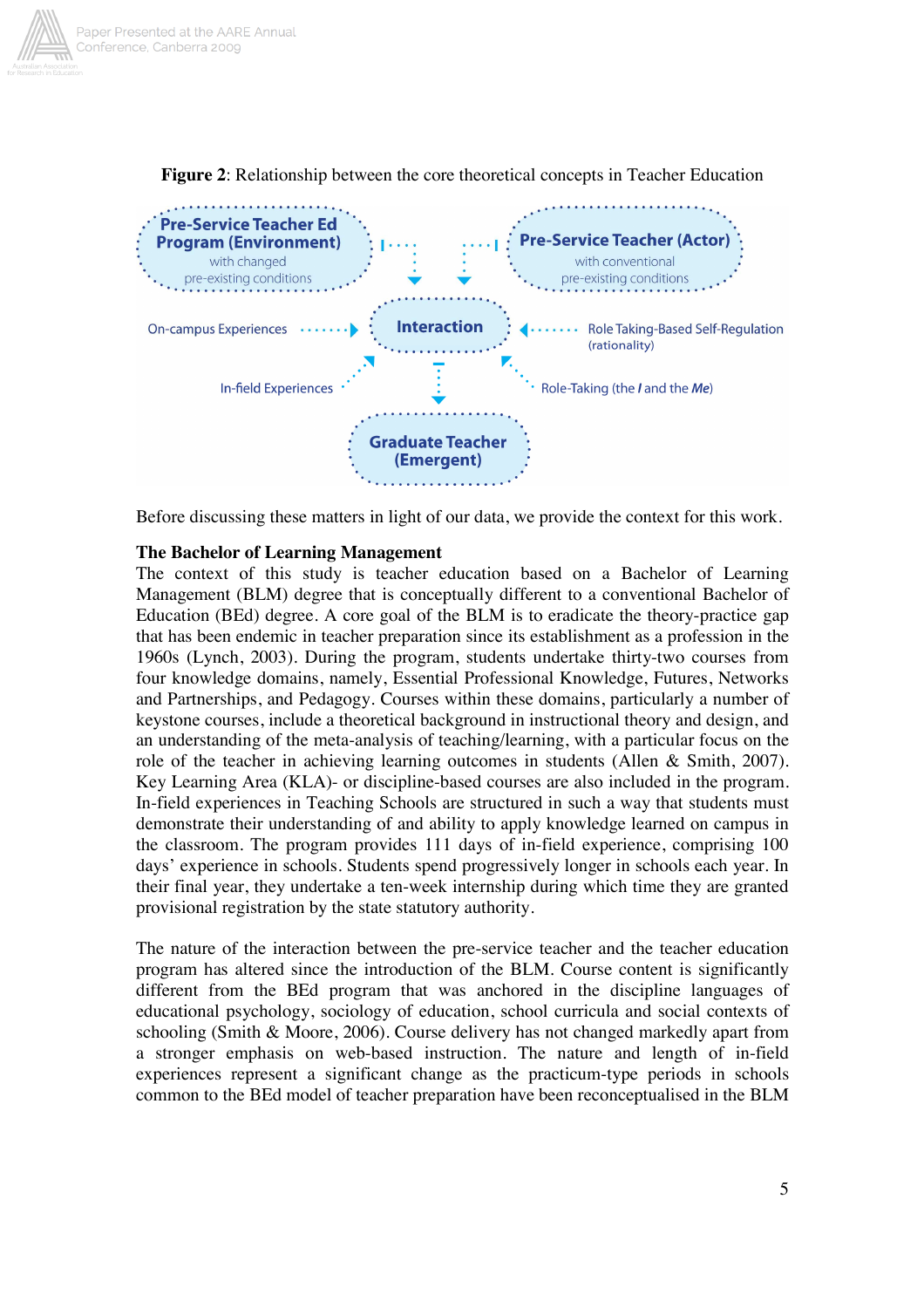**Figure 2**: Relationship between the core theoretical concepts in Teacher Education

Pre-Service Teacher Ed Program (Environment) with changed pre-existing conditions

Pre-Service Teacher (Actor) with conventional pre-existing conditions

On-campus Experiences

Interaction

Role Taking-Based Self-Regulation (rationality)

In-field Experiences

Role-Taking (the *I* and the *Me*)

Graduate Teacher (Emergent)

Before discussing these matters in light of our data, we provide the context for this work.

**The Bachelor of Learning Management**

The context of this study is teacher education based on a Bachelor of Learning Management (BLM) degree that is conceptually different to a conventional Bachelor of Education (BEd) degree. A core goal of the BLM is to eradicate the theory-practice gap that has been endemic in teacher preparation since its establishment as a profession in the 1960s (Lynch, 2003). During the program, students undertake thirty-two courses from four knowledge domains, namely, Essential Professional Knowledge, Futures, Networks and Partnerships, and Pedagogy. Courses within these domains, particularly a number of keystone courses, include a theoretical background in instructional theory and design, and an understanding of the meta-analysis of teaching/learning, with a particular focus on the role of the teacher in achieving learning outcomes in students (Allen & Smith, 2007). Key Learning Area (KLA)- or discipline-based courses are also included in the program. In-field experiences in Teaching Schools are structured in such a way that students must demonstrate their understanding of and ability to apply knowledge learned on campus in the classroom. The program provides 111 days of in-field experience, comprising 100 days' experience in schools. Students spend progressively longer in schools each year. In their final year, they undertake a ten-week internship during which time they are granted provisional registration by the state statutory authority.

The nature of the interaction between the pre-service teacher and the teacher education program has altered since the introduction of the BLM. Course content is significantly different from the BEd program that was anchored in the discipline languages of educational psychology, sociology of education, school curricula and social contexts of schooling (Smith & Moore, 2006). Course delivery has not changed markedly apart from a stronger emphasis on web-based instruction. The nature and length of in-field experiences represent a significant change as the practicum-type periods in schools common to the BEd model of teacher preparation have been reconceptualised in the BLM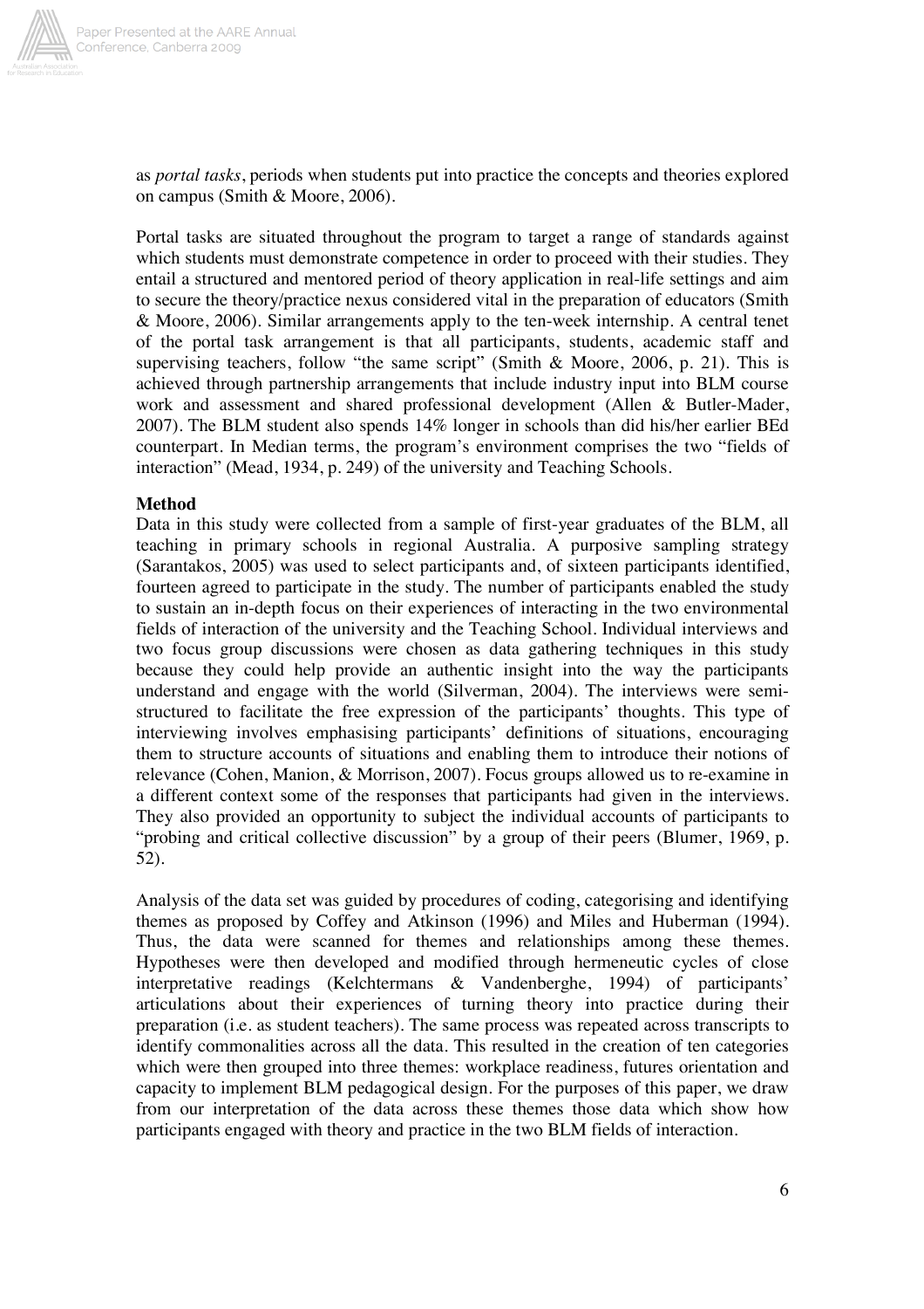as *portal tasks*, periods when students put into practice the concepts and theories explored on campus (Smith & Moore, 2006).

Portal tasks are situated throughout the program to target a range of standards against which students must demonstrate competence in order to proceed with their studies. They entail a structured and mentored period of theory application in real-life settings and aim to secure the theory/practice nexus considered vital in the preparation of educators (Smith & Moore, 2006). Similar arrangements apply to the ten-week internship. A central tenet of the portal task arrangement is that all participants, students, academic staff and supervising teachers, follow "the same script" (Smith & Moore, 2006, p. 21). This is achieved through partnership arrangements that include industry input into BLM course work and assessment and shared professional development (Allen & Butler-Mader, 2007). The BLM student also spends 14% longer in schools than did his/her earlier BEd counterpart. In Median terms, the program's environment comprises the two "fields of interaction" (Mead, 1934, p. 249) of the university and Teaching Schools.

**Method**

Data in this study were collected from a sample of first-year graduates of the BLM, all teaching in primary schools in regional Australia. A purposive sampling strategy (Sarantakos, 2005) was used to select participants and, of sixteen participants identified, fourteen agreed to participate in the study. The number of participants enabled the study to sustain an in-depth focus on their experiences of interacting in the two environmental fields of interaction of the university and the Teaching School. Individual interviews and two focus group discussions were chosen as data gathering techniques in this study because they could help provide an authentic insight into the way the participants understand and engage with the world (Silverman, 2004). The interviews were semi-structured to facilitate the free expression of the participants' thoughts. This type of interviewing involves emphasising participants' definitions of situations, encouraging them to structure accounts of situations and enabling them to introduce their notions of relevance (Cohen, Manion, & Morrison, 2007). Focus groups allowed us to re-examine in a different context some of the responses that participants had given in the interviews. They also provided an opportunity to subject the individual accounts of participants to "probing and critical collective discussion" by a group of their peers (Blumer, 1969, p. 52).

Analysis of the data set was guided by procedures of coding, categorising and identifying themes as proposed by Coffey and Atkinson (1996) and Miles and Huberman (1994). Thus, the data were scanned for themes and relationships among these themes. Hypotheses were then developed and modified through hermeneutic cycles of close interpretative readings (Kelchtermans & Vandenberghe, 1994) of participants' articulations about their experiences of turning theory into practice during their preparation (i.e. as student teachers). The same process was repeated across transcripts to identify commonalities across all the data. This resulted in the creation of ten categories which were then grouped into three themes: workplace readiness, futures orientation and capacity to implement BLM pedagogical design. For the purposes of this paper, we draw from our interpretation of the data across these themes those data which show how participants engaged with theory and practice in the two BLM fields of interaction.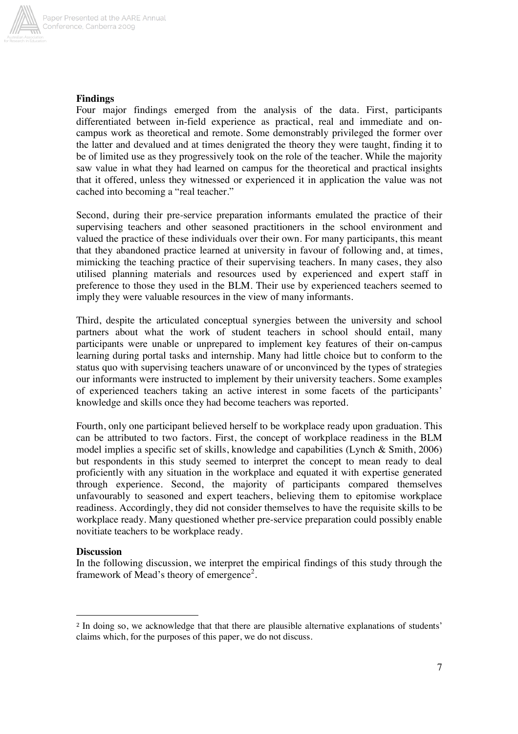**Findings**

Four major findings emerged from the analysis of the data. First, participants differentiated between in-field experience as practical, real and immediate and on-campus work as theoretical and remote. Some demonstrably privileged the former over the latter and devalued and at times denigrated the theory they were taught, finding it to be of limited use as they progressively took on the role of the teacher. While the majority saw value in what they had learned on campus for the theoretical and practical insights that it offered, unless they witnessed or experienced it in application the value was not cached into becoming a "real teacher."

Second, during their pre-service preparation informants emulated the practice of their supervising teachers and other seasoned practitioners in the school environment and valued the practice of these individuals over their own. For many participants, this meant that they abandoned practice learned at university in favour of following and, at times, mimicking the teaching practice of their supervising teachers. In many cases, they also utilised planning materials and resources used by experienced and expert staff in preference to those they used in the BLM. Their use by experienced teachers seemed to imply they were valuable resources in the view of many informants.

Third, despite the articulated conceptual synergies between the university and school partners about what the work of student teachers in school should entail, many participants were unable or unprepared to implement key features of their on-campus learning during portal tasks and internship. Many had little choice but to conform to the status quo with supervising teachers unaware of or unconvinced by the types of strategies our informants were instructed to implement by their university teachers. Some examples of experienced teachers taking an active interest in some facets of the participants' knowledge and skills once they had become teachers was reported.

Fourth, only one participant believed herself to be workplace ready upon graduation. This can be attributed to two factors. First, the concept of workplace readiness in the BLM model implies a specific set of skills, knowledge and capabilities (Lynch & Smith, 2006) but respondents in this study seemed to interpret the concept to mean ready to deal proficiently with any situation in the workplace and equated it with expertise generated through experience. Second, the majority of participants compared themselves unfavourably to seasoned and expert teachers, believing them to epitomise workplace readiness. Accordingly, they did not consider themselves to have the requisite skills to be workplace ready. Many questioned whether pre-service preparation could possibly enable novitiate teachers to be workplace ready.

**Discussion**

In the following discussion, we interpret the empirical findings of this study through the framework of Mead's theory of emergence[2].

[2] In doing so, we acknowledge that that there are plausible alternative explanations of students' claims which, for the purposes of this paper, we do not discuss.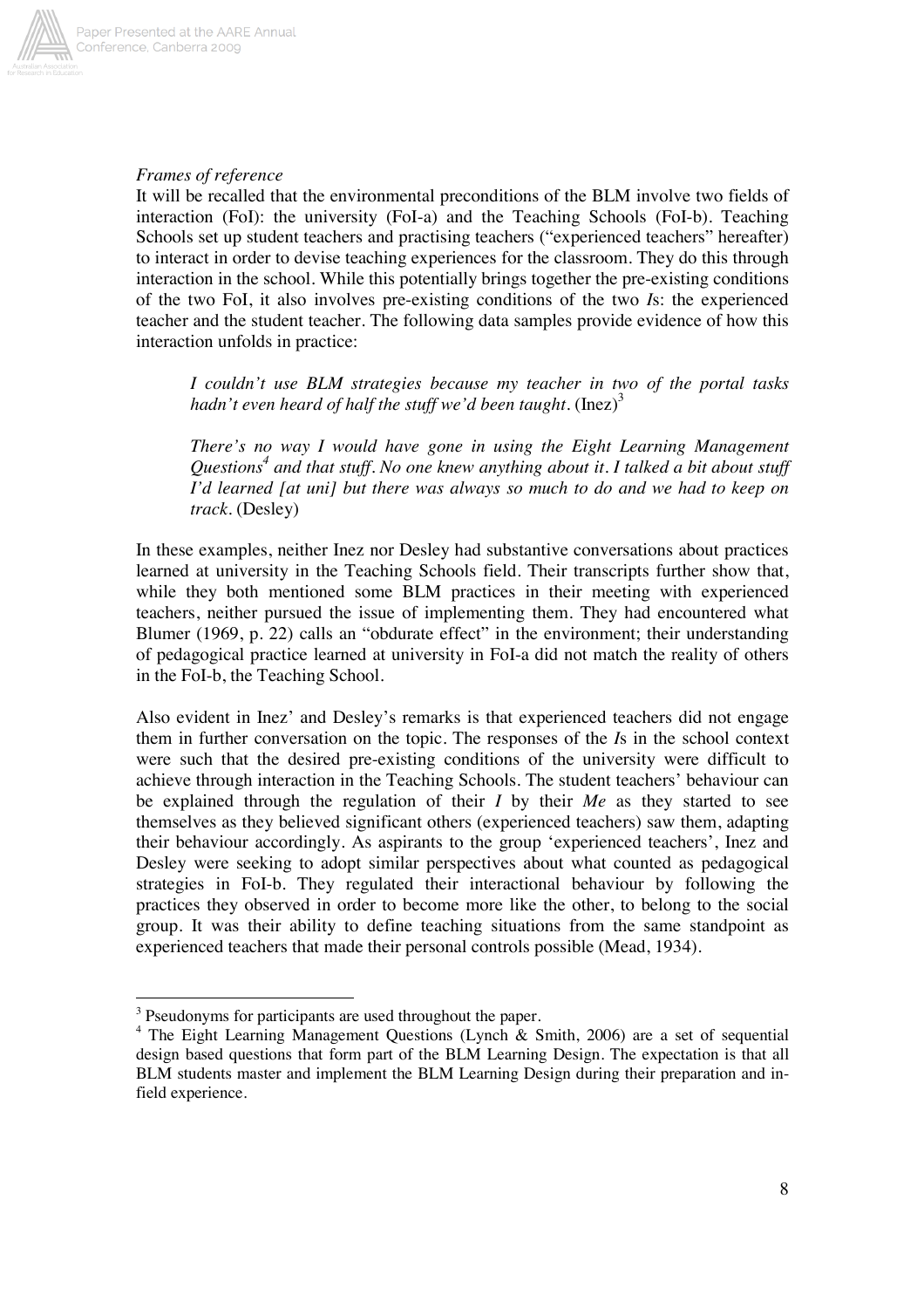*Frames of reference*

It will be recalled that the environmental preconditions of the BLM involve two fields of interaction (FoI): the university (FoI-a) and the Teaching Schools (FoI-b). Teaching Schools set up student teachers and practising teachers ("experienced teachers" hereafter) to interact in order to devise teaching experiences for the classroom. They do this through interaction in the school. While this potentially brings together the pre-existing conditions of the two FoI, it also involves pre-existing conditions of the two *I*s: the experienced teacher and the student teacher. The following data samples provide evidence of how this interaction unfolds in practice:

> *I couldn't use BLM strategies because my teacher in two of the portal tasks hadn't even heard of half the stuff we'd been taught.* (Inez)[3]

> *There's no way I would have gone in using the Eight Learning Management Questions[4] and that stuff. No one knew anything about it. I talked a bit about stuff I'd learned [at uni] but there was always so much to do and we had to keep on track.* (Desley)

In these examples, neither Inez nor Desley had substantive conversations about practices learned at university in the Teaching Schools field. Their transcripts further show that, while they both mentioned some BLM practices in their meeting with experienced teachers, neither pursued the issue of implementing them. They had encountered what Blumer (1969, p. 22) calls an "obdurate effect" in the environment; their understanding of pedagogical practice learned at university in FoI-a did not match the reality of others in the FoI-b, the Teaching School.

Also evident in Inez' and Desley's remarks is that experienced teachers did not engage them in further conversation on the topic. The responses of the *I*s in the school context were such that the desired pre-existing conditions of the university were difficult to achieve through interaction in the Teaching Schools. The student teachers' behaviour can be explained through the regulation of their *I* by their *Me* as they started to see themselves as they believed significant others (experienced teachers) saw them, adapting their behaviour accordingly. As aspirants to the group 'experienced teachers', Inez and Desley were seeking to adopt similar perspectives about what counted as pedagogical strategies in FoI-b. They regulated their interactional behaviour by following the practices they observed in order to become more like the other, to belong to the social group. It was their ability to define teaching situations from the same standpoint as experienced teachers that made their personal controls possible (Mead, 1934).

---

[3] Pseudonyms for participants are used throughout the paper.

[4] The Eight Learning Management Questions (Lynch & Smith, 2006) are a set of sequential design based questions that form part of the BLM Learning Design. The expectation is that all BLM students master and implement the BLM Learning Design during their preparation and in-field experience.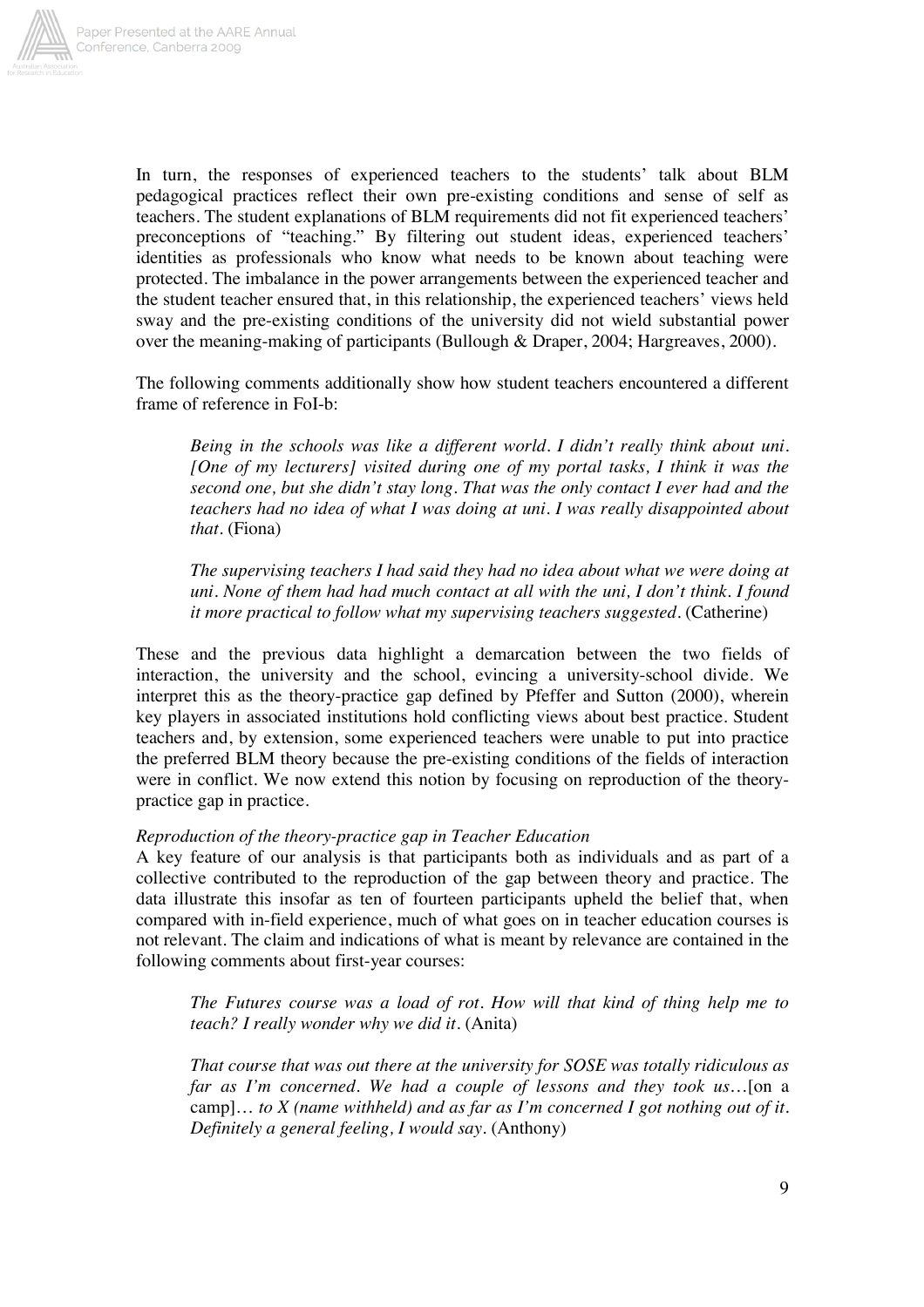In turn, the responses of experienced teachers to the students' talk about BLM pedagogical practices reflect their own pre-existing conditions and sense of self as teachers. The student explanations of BLM requirements did not fit experienced teachers' preconceptions of "teaching." By filtering out student ideas, experienced teachers' identities as professionals who know what needs to be known about teaching were protected. The imbalance in the power arrangements between the experienced teacher and the student teacher ensured that, in this relationship, the experienced teachers' views held sway and the pre-existing conditions of the university did not wield substantial power over the meaning-making of participants (Bullough & Draper, 2004; Hargreaves, 2000).

The following comments additionally show how student teachers encountered a different frame of reference in FoI-b:

> *Being in the schools was like a different world. I didn't really think about uni. [One of my lecturers] visited during one of my portal tasks, I think it was the second one, but she didn't stay long. That was the only contact I ever had and the teachers had no idea of what I was doing at uni. I was really disappointed about that.* (Fiona)

> *The supervising teachers I had said they had no idea about what we were doing at uni. None of them had had much contact at all with the uni, I don't think. I found it more practical to follow what my supervising teachers suggested.* (Catherine)

These and the previous data highlight a demarcation between the two fields of interaction, the university and the school, evincing a university-school divide. We interpret this as the theory-practice gap defined by Pfeffer and Sutton (2000), wherein key players in associated institutions hold conflicting views about best practice. Student teachers and, by extension, some experienced teachers were unable to put into practice the preferred BLM theory because the pre-existing conditions of the fields of interaction were in conflict. We now extend this notion by focusing on reproduction of the theory-practice gap in practice.

*Reproduction of the theory-practice gap in Teacher Education*

A key feature of our analysis is that participants both as individuals and as part of a collective contributed to the reproduction of the gap between theory and practice. The data illustrate this insofar as ten of fourteen participants upheld the belief that, when compared with in-field experience, much of what goes on in teacher education courses is not relevant. The claim and indications of what is meant by relevance are contained in the following comments about first-year courses:

> *The Futures course was a load of rot. How will that kind of thing help me to teach? I really wonder why we did it.* (Anita)

> *That course that was out there at the university for SOSE was totally ridiculous as far as I'm concerned. We had a couple of lessons and they took us…*[on a camp]*… to X (name withheld) and as far as I'm concerned I got nothing out of it. Definitely a general feeling, I would say.* (Anthony)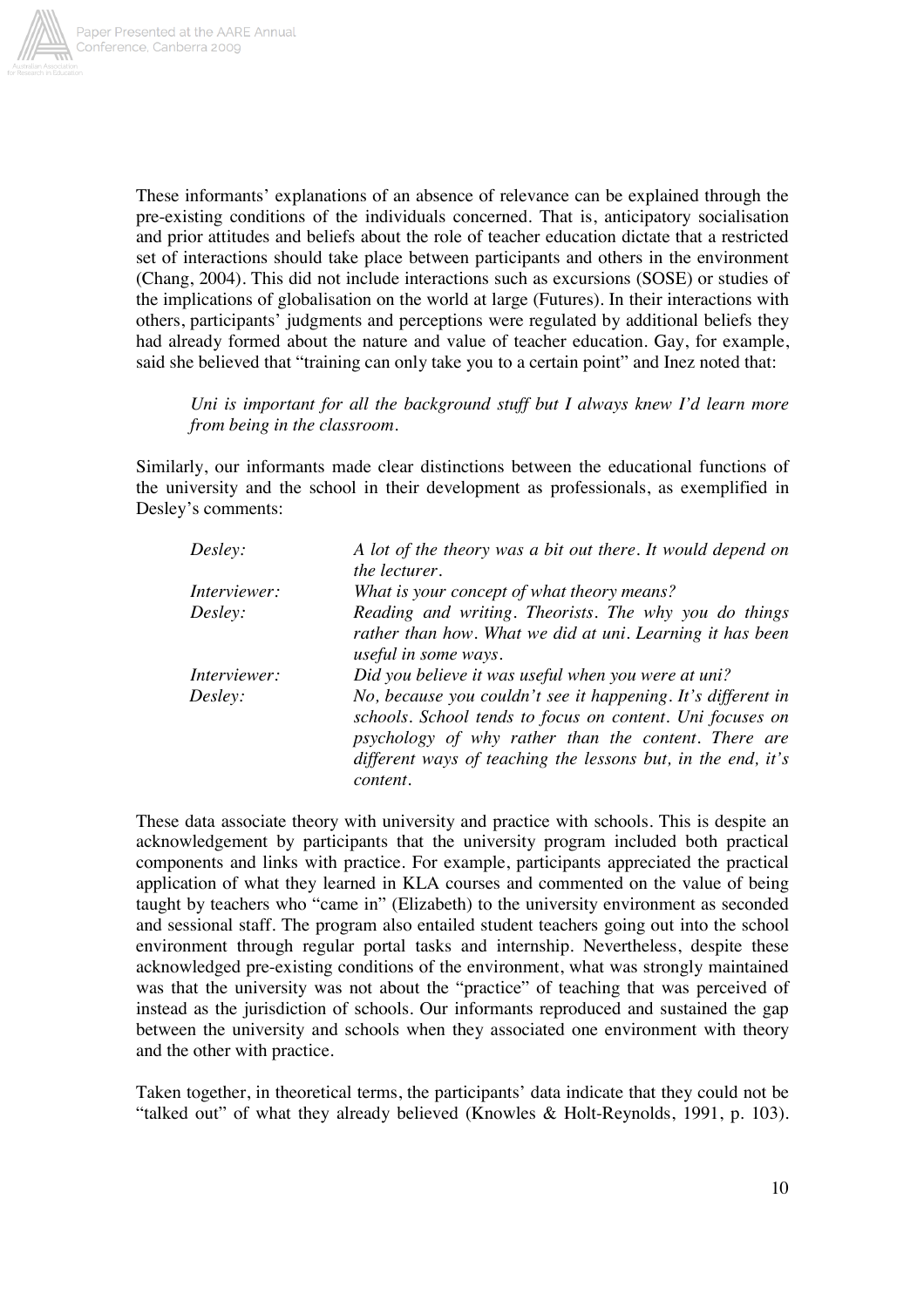These informants' explanations of an absence of relevance can be explained through the pre-existing conditions of the individuals concerned. That is, anticipatory socialisation and prior attitudes and beliefs about the role of teacher education dictate that a restricted set of interactions should take place between participants and others in the environment (Chang, 2004). This did not include interactions such as excursions (SOSE) or studies of the implications of globalisation on the world at large (Futures). In their interactions with others, participants' judgments and perceptions were regulated by additional beliefs they had already formed about the nature and value of teacher education. Gay, for example, said she believed that "training can only take you to a certain point" and Inez noted that:

> *Uni is important for all the background stuff but I always knew I'd learn more from being in the classroom.*

Similarly, our informants made clear distinctions between the educational functions of the university and the school in their development as professionals, as exemplified in Desley's comments:

> *Desley:* *A lot of the theory was a bit out there. It would depend on the lecturer.*
>
> *Interviewer:* *What is your concept of what theory means?*
>
> *Desley:* *Reading and writing. Theorists. The why you do things rather than how. What we did at uni. Learning it has been useful in some ways.*
>
> *Interviewer:* *Did you believe it was useful when you were at uni?*
>
> *Desley:* *No, because you couldn't see it happening. It's different in schools. School tends to focus on content. Uni focuses on psychology of why rather than the content. There are different ways of teaching the lessons but, in the end, it's content.*

These data associate theory with university and practice with schools. This is despite an acknowledgement by participants that the university program included both practical components and links with practice. For example, participants appreciated the practical application of what they learned in KLA courses and commented on the value of being taught by teachers who "came in" (Elizabeth) to the university environment as seconded and sessional staff. The program also entailed student teachers going out into the school environment through regular portal tasks and internship. Nevertheless, despite these acknowledged pre-existing conditions of the environment, what was strongly maintained was that the university was not about the "practice" of teaching that was perceived of instead as the jurisdiction of schools. Our informants reproduced and sustained the gap between the university and schools when they associated one environment with theory and the other with practice.

Taken together, in theoretical terms, the participants' data indicate that they could not be "talked out" of what they already believed (Knowles & Holt-Reynolds, 1991, p. 103).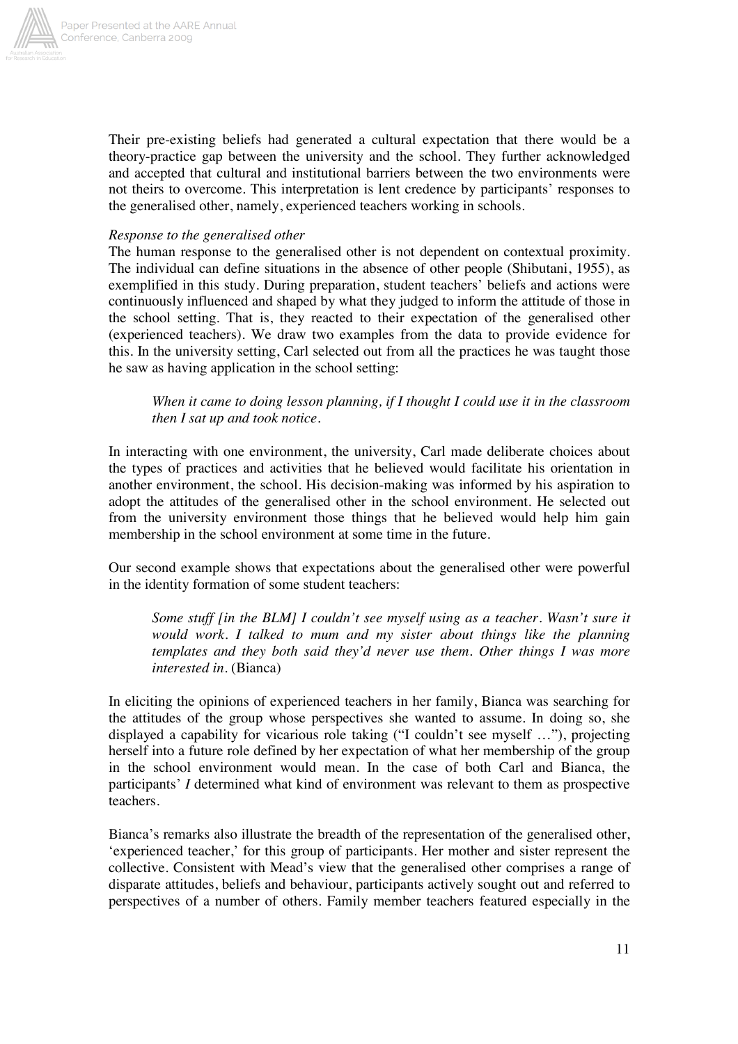Their pre-existing beliefs had generated a cultural expectation that there would be a theory-practice gap between the university and the school. They further acknowledged and accepted that cultural and institutional barriers between the two environments were not theirs to overcome. This interpretation is lent credence by participants' responses to the generalised other, namely, experienced teachers working in schools.

*Response to the generalised other*

The human response to the generalised other is not dependent on contextual proximity. The individual can define situations in the absence of other people (Shibutani, 1955), as exemplified in this study. During preparation, student teachers' beliefs and actions were continuously influenced and shaped by what they judged to inform the attitude of those in the school setting. That is, they reacted to their expectation of the generalised other (experienced teachers). We draw two examples from the data to provide evidence for this. In the university setting, Carl selected out from all the practices he was taught those he saw as having application in the school setting:

> *When it came to doing lesson planning, if I thought I could use it in the classroom then I sat up and took notice.*

In interacting with one environment, the university, Carl made deliberate choices about the types of practices and activities that he believed would facilitate his orientation in another environment, the school. His decision-making was informed by his aspiration to adopt the attitudes of the generalised other in the school environment. He selected out from the university environment those things that he believed would help him gain membership in the school environment at some time in the future.

Our second example shows that expectations about the generalised other were powerful in the identity formation of some student teachers:

> *Some stuff [in the BLM] I couldn't see myself using as a teacher. Wasn't sure it would work. I talked to mum and my sister about things like the planning templates and they both said they'd never use them. Other things I was more interested in.* (Bianca)

In eliciting the opinions of experienced teachers in her family, Bianca was searching for the attitudes of the group whose perspectives she wanted to assume. In doing so, she displayed a capability for vicarious role taking ("I couldn't see myself …"), projecting herself into a future role defined by her expectation of what her membership of the group in the school environment would mean. In the case of both Carl and Bianca, the participants' *I* determined what kind of environment was relevant to them as prospective teachers.

Bianca's remarks also illustrate the breadth of the representation of the generalised other, 'experienced teacher,' for this group of participants. Her mother and sister represent the collective. Consistent with Mead's view that the generalised other comprises a range of disparate attitudes, beliefs and behaviour, participants actively sought out and referred to perspectives of a number of others. Family member teachers featured especially in the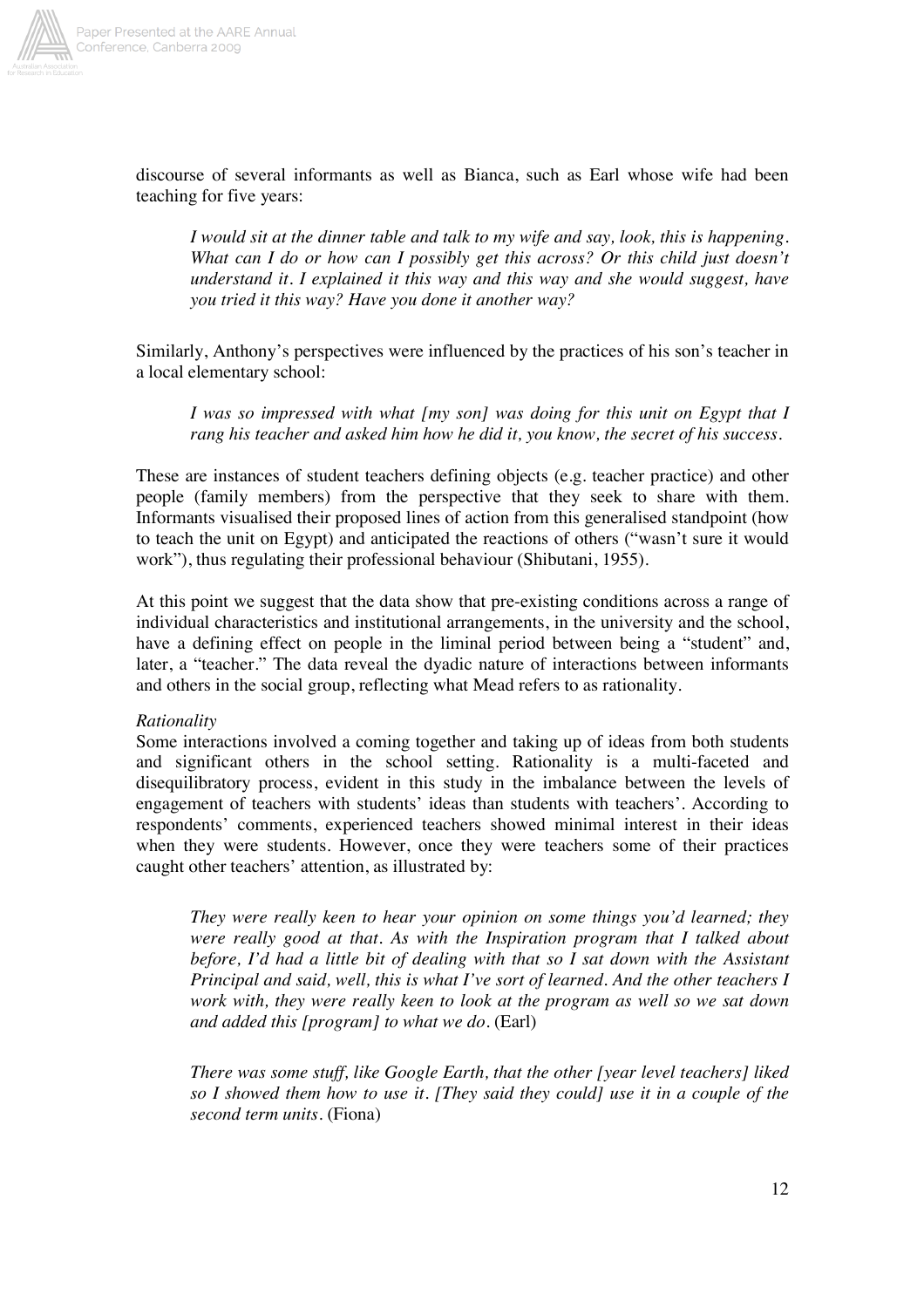discourse of several informants as well as Bianca, such as Earl whose wife had been teaching for five years:

> *I would sit at the dinner table and talk to my wife and say, look, this is happening. What can I do or how can I possibly get this across? Or this child just doesn't understand it. I explained it this way and this way and she would suggest, have you tried it this way? Have you done it another way?*

Similarly, Anthony's perspectives were influenced by the practices of his son's teacher in a local elementary school:

> *I was so impressed with what [my son] was doing for this unit on Egypt that I rang his teacher and asked him how he did it, you know, the secret of his success.*

These are instances of student teachers defining objects (e.g. teacher practice) and other people (family members) from the perspective that they seek to share with them. Informants visualised their proposed lines of action from this generalised standpoint (how to teach the unit on Egypt) and anticipated the reactions of others ("wasn't sure it would work"), thus regulating their professional behaviour (Shibutani, 1955).

At this point we suggest that the data show that pre-existing conditions across a range of individual characteristics and institutional arrangements, in the university and the school, have a defining effect on people in the liminal period between being a "student" and, later, a "teacher." The data reveal the dyadic nature of interactions between informants and others in the social group, reflecting what Mead refers to as rationality.

*Rationality*

Some interactions involved a coming together and taking up of ideas from both students and significant others in the school setting. Rationality is a multi-faceted and disequilibratory process, evident in this study in the imbalance between the levels of engagement of teachers with students' ideas than students with teachers'. According to respondents' comments, experienced teachers showed minimal interest in their ideas when they were students. However, once they were teachers some of their practices caught other teachers' attention, as illustrated by:

> *They were really keen to hear your opinion on some things you'd learned; they were really good at that. As with the Inspiration program that I talked about before, I'd had a little bit of dealing with that so I sat down with the Assistant Principal and said, well, this is what I've sort of learned. And the other teachers I work with, they were really keen to look at the program as well so we sat down and added this [program] to what we do.* (Earl)

> *There was some stuff, like Google Earth, that the other [year level teachers] liked so I showed them how to use it. [They said they could] use it in a couple of the second term units.* (Fiona)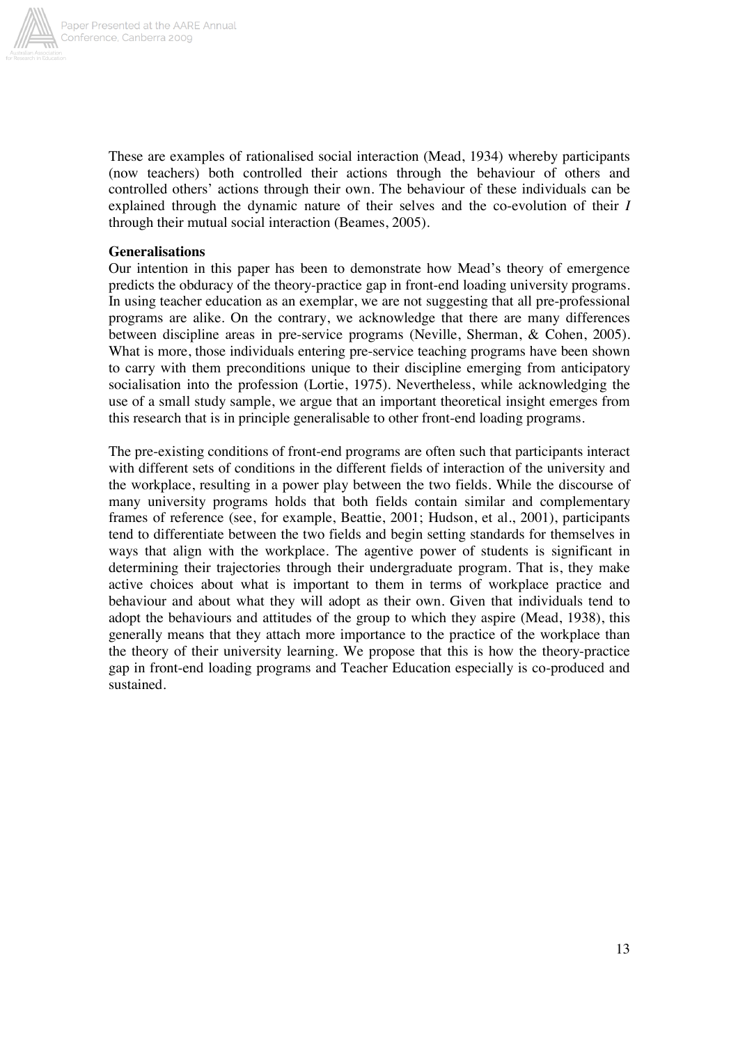These are examples of rationalised social interaction (Mead, 1934) whereby participants (now teachers) both controlled their actions through the behaviour of others and controlled others' actions through their own. The behaviour of these individuals can be explained through the dynamic nature of their selves and the co-evolution of their *I* through their mutual social interaction (Beames, 2005).

**Generalisations**

Our intention in this paper has been to demonstrate how Mead's theory of emergence predicts the obduracy of the theory-practice gap in front-end loading university programs. In using teacher education as an exemplar, we are not suggesting that all pre-professional programs are alike. On the contrary, we acknowledge that there are many differences between discipline areas in pre-service programs (Neville, Sherman, & Cohen, 2005). What is more, those individuals entering pre-service teaching programs have been shown to carry with them preconditions unique to their discipline emerging from anticipatory socialisation into the profession (Lortie, 1975). Nevertheless, while acknowledging the use of a small study sample, we argue that an important theoretical insight emerges from this research that is in principle generalisable to other front-end loading programs.

The pre-existing conditions of front-end programs are often such that participants interact with different sets of conditions in the different fields of interaction of the university and the workplace, resulting in a power play between the two fields. While the discourse of many university programs holds that both fields contain similar and complementary frames of reference (see, for example, Beattie, 2001; Hudson, et al., 2001), participants tend to differentiate between the two fields and begin setting standards for themselves in ways that align with the workplace. The agentive power of students is significant in determining their trajectories through their undergraduate program. That is, they make active choices about what is important to them in terms of workplace practice and behaviour and about what they will adopt as their own. Given that individuals tend to adopt the behaviours and attitudes of the group to which they aspire (Mead, 1938), this generally means that they attach more importance to the practice of the workplace than the theory of their university learning. We propose that this is how the theory-practice gap in front-end loading programs and Teacher Education especially is co-produced and sustained.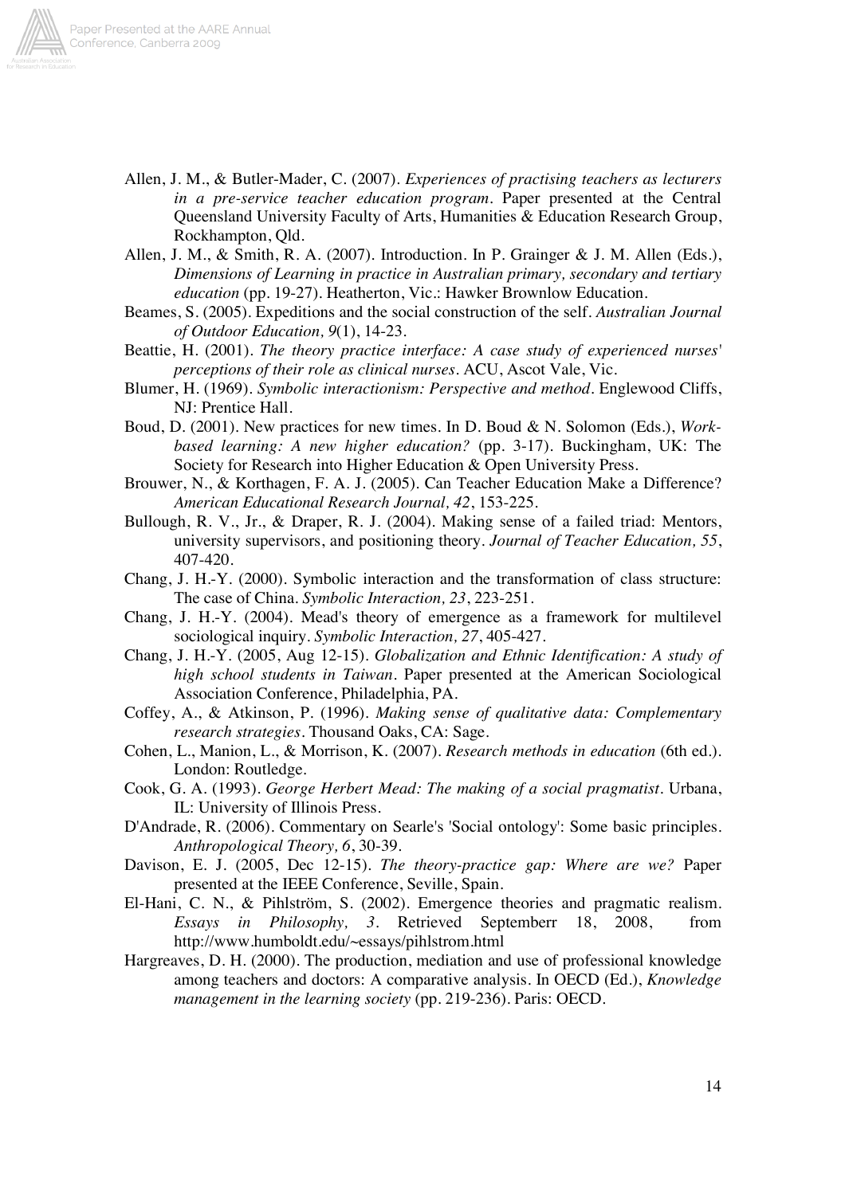Allen, J. M., & Butler-Mader, C. (2007). *Experiences of practising teachers as lecturers in a pre-service teacher education program*. Paper presented at the Central Queensland University Faculty of Arts, Humanities & Education Research Group, Rockhampton, Qld.

Allen, J. M., & Smith, R. A. (2007). Introduction. In P. Grainger & J. M. Allen (Eds.), *Dimensions of Learning in practice in Australian primary, secondary and tertiary education* (pp. 19-27). Heatherton, Vic.: Hawker Brownlow Education.

Beames, S. (2005). Expeditions and the social construction of the self. *Australian Journal of Outdoor Education, 9*(1), 14-23.

Beattie, H. (2001). *The theory practice interface: A case study of experienced nurses' perceptions of their role as clinical nurses*. ACU, Ascot Vale, Vic.

Blumer, H. (1969). *Symbolic interactionism: Perspective and method*. Englewood Cliffs, NJ: Prentice Hall.

Boud, D. (2001). New practices for new times. In D. Boud & N. Solomon (Eds.), *Work-based learning: A new higher education?* (pp. 3-17). Buckingham, UK: The Society for Research into Higher Education & Open University Press.

Brouwer, N., & Korthagen, F. A. J. (2005). Can Teacher Education Make a Difference? *American Educational Research Journal, 42*, 153-225.

Bullough, R. V., Jr., & Draper, R. J. (2004). Making sense of a failed triad: Mentors, university supervisors, and positioning theory. *Journal of Teacher Education, 55*, 407-420.

Chang, J. H.-Y. (2000). Symbolic interaction and the transformation of class structure: The case of China. *Symbolic Interaction, 23*, 223-251.

Chang, J. H.-Y. (2004). Mead's theory of emergence as a framework for multilevel sociological inquiry. *Symbolic Interaction, 27*, 405-427.

Chang, J. H.-Y. (2005, Aug 12-15). *Globalization and Ethnic Identification: A study of high school students in Taiwan*. Paper presented at the American Sociological Association Conference, Philadelphia, PA.

Coffey, A., & Atkinson, P. (1996). *Making sense of qualitative data: Complementary research strategies*. Thousand Oaks, CA: Sage.

Cohen, L., Manion, L., & Morrison, K. (2007). *Research methods in education* (6th ed.). London: Routledge.

Cook, G. A. (1993). *George Herbert Mead: The making of a social pragmatist*. Urbana, IL: University of Illinois Press.

D'Andrade, R. (2006). Commentary on Searle's 'Social ontology': Some basic principles. *Anthropological Theory, 6*, 30-39.

Davison, E. J. (2005, Dec 12-15). *The theory-practice gap: Where are we?* Paper presented at the IEEE Conference, Seville, Spain.

El-Hani, C. N., & Pihlström, S. (2002). Emergence theories and pragmatic realism. *Essays in Philosophy, 3*. Retrieved Septemberr 18, 2008, from http://www.humboldt.edu/~essays/pihlstrom.html

Hargreaves, D. H. (2000). The production, mediation and use of professional knowledge among teachers and doctors: A comparative analysis. In OECD (Ed.), *Knowledge management in the learning society* (pp. 219-236). Paris: OECD.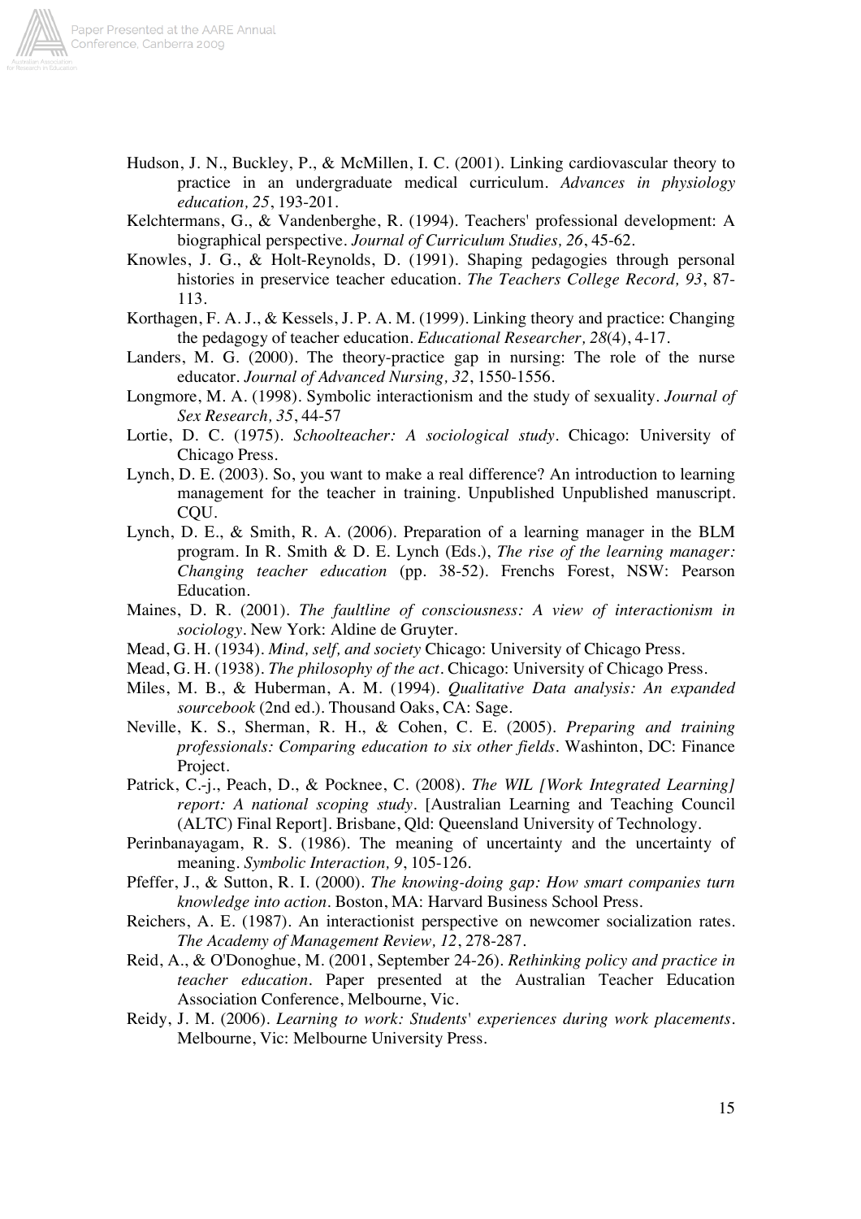Hudson, J. N., Buckley, P., & McMillen, I. C. (2001). Linking cardiovascular theory to practice in an undergraduate medical curriculum. *Advances in physiology education, 25*, 193-201.

Kelchtermans, G., & Vandenberghe, R. (1994). Teachers' professional development: A biographical perspective. *Journal of Curriculum Studies, 26*, 45-62.

Knowles, J. G., & Holt-Reynolds, D. (1991). Shaping pedagogies through personal histories in preservice teacher education. *The Teachers College Record, 93*, 87-113.

Korthagen, F. A. J., & Kessels, J. P. A. M. (1999). Linking theory and practice: Changing the pedagogy of teacher education. *Educational Researcher, 28*(4), 4-17.

Landers, M. G. (2000). The theory-practice gap in nursing: The role of the nurse educator. *Journal of Advanced Nursing, 32*, 1550-1556.

Longmore, M. A. (1998). Symbolic interactionism and the study of sexuality. *Journal of Sex Research, 35*, 44-57

Lortie, D. C. (1975). *Schoolteacher: A sociological study*. Chicago: University of Chicago Press.

Lynch, D. E. (2003). So, you want to make a real difference? An introduction to learning management for the teacher in training. Unpublished Unpublished manuscript. CQU.

Lynch, D. E., & Smith, R. A. (2006). Preparation of a learning manager in the BLM program. In R. Smith & D. E. Lynch (Eds.), *The rise of the learning manager: Changing teacher education* (pp. 38-52). Frenchs Forest, NSW: Pearson Education.

Maines, D. R. (2001). *The faultline of consciousness: A view of interactionism in sociology*. New York: Aldine de Gruyter.

Mead, G. H. (1934). *Mind, self, and society* Chicago: University of Chicago Press.

Mead, G. H. (1938). *The philosophy of the act*. Chicago: University of Chicago Press.

Miles, M. B., & Huberman, A. M. (1994). *Qualitative Data analysis: An expanded sourcebook* (2nd ed.). Thousand Oaks, CA: Sage.

Neville, K. S., Sherman, R. H., & Cohen, C. E. (2005). *Preparing and training professionals: Comparing education to six other fields*. Washinton, DC: Finance Project.

Patrick, C.-j., Peach, D., & Pocknee, C. (2008). *The WIL [Work Integrated Learning] report: A national scoping study*. [Australian Learning and Teaching Council (ALTC) Final Report]. Brisbane, Qld: Queensland University of Technology.

Perinbanayagam, R. S. (1986). The meaning of uncertainty and the uncertainty of meaning. *Symbolic Interaction, 9*, 105-126.

Pfeffer, J., & Sutton, R. I. (2000). *The knowing-doing gap: How smart companies turn knowledge into action*. Boston, MA: Harvard Business School Press.

Reichers, A. E. (1987). An interactionist perspective on newcomer socialization rates. *The Academy of Management Review, 12*, 278-287.

Reid, A., & O'Donoghue, M. (2001, September 24-26). *Rethinking policy and practice in teacher education*. Paper presented at the Australian Teacher Education Association Conference, Melbourne, Vic.

Reidy, J. M. (2006). *Learning to work: Students' experiences during work placements*. Melbourne, Vic: Melbourne University Press.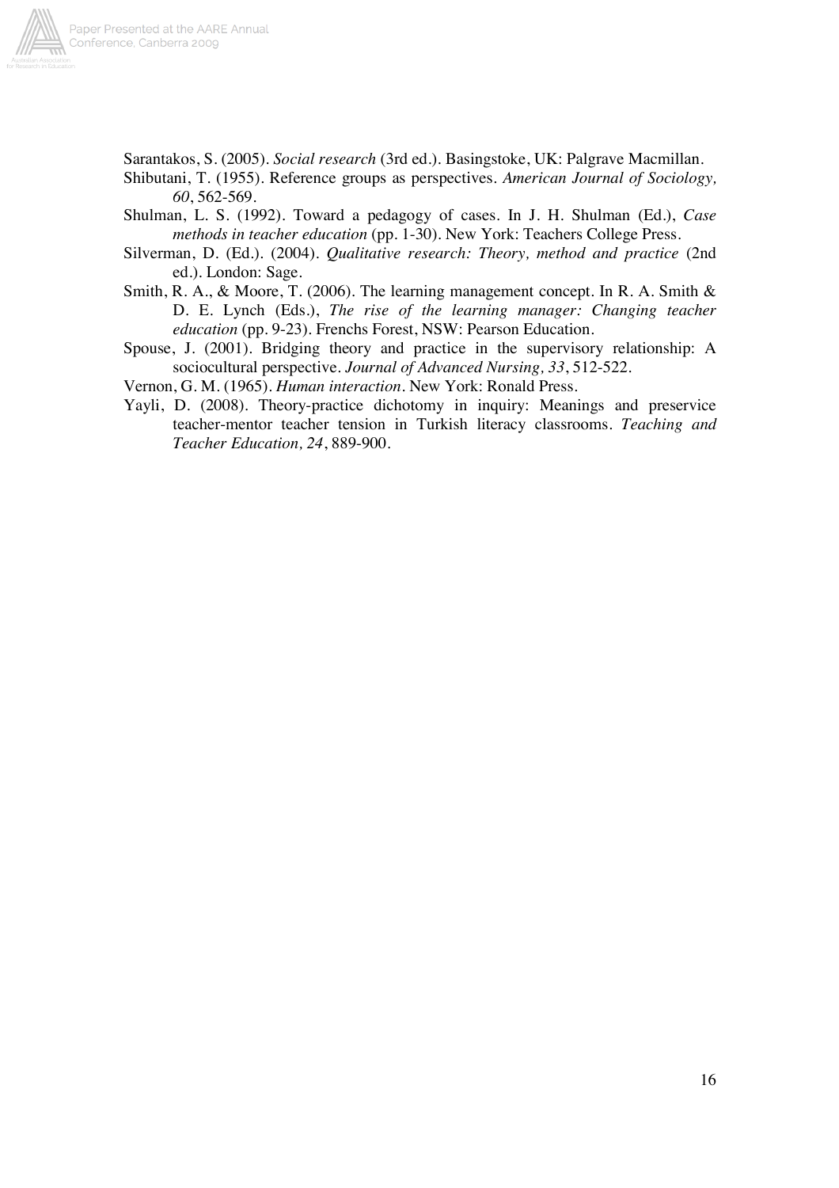Sarantakos, S. (2005). *Social research* (3rd ed.). Basingstoke, UK: Palgrave Macmillan.

Shibutani, T. (1955). Reference groups as perspectives. *American Journal of Sociology, 60*, 562-569.

Shulman, L. S. (1992). Toward a pedagogy of cases. In J. H. Shulman (Ed.), *Case methods in teacher education* (pp. 1-30). New York: Teachers College Press.

Silverman, D. (Ed.). (2004). *Qualitative research: Theory, method and practice* (2nd ed.). London: Sage.

Smith, R. A., & Moore, T. (2006). The learning management concept. In R. A. Smith & D. E. Lynch (Eds.), *The rise of the learning manager: Changing teacher education* (pp. 9-23). Frenchs Forest, NSW: Pearson Education.

Spouse, J. (2001). Bridging theory and practice in the supervisory relationship: A sociocultural perspective. *Journal of Advanced Nursing, 33*, 512-522.

Vernon, G. M. (1965). *Human interaction*. New York: Ronald Press.

Yayli, D. (2008). Theory-practice dichotomy in inquiry: Meanings and preservice teacher-mentor teacher tension in Turkish literacy classrooms. *Teaching and Teacher Education, 24*, 889-900.